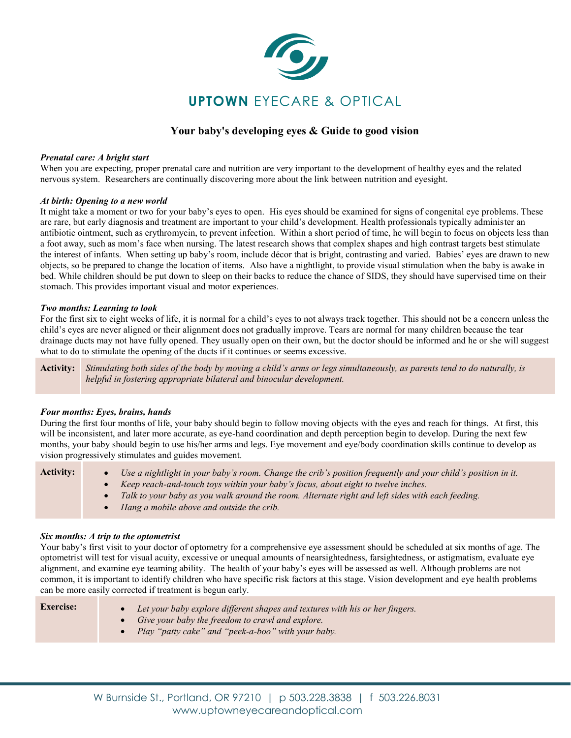**UPTOWN** EYECARE & OPTICAL

# Your baby's developing eyes & Guide to good vision

***Prenatal care: A bright start***

When you are expecting, proper prenatal care and nutrition are very important to the development of healthy eyes and the related nervous system. Researchers are continually discovering more about the link between nutrition and eyesight.

***At birth: Opening to a new world***

It might take a moment or two for your baby's eyes to open. His eyes should be examined for signs of congenital eye problems. These are rare, but early diagnosis and treatment are important to your child's development. Health professionals typically administer an antibiotic ointment, such as erythromycin, to prevent infection. Within a short period of time, he will begin to focus on objects less than a foot away, such as mom's face when nursing. The latest research shows that complex shapes and high contrast targets best stimulate the interest of infants. When setting up baby's room, include décor that is bright, contrasting and varied. Babies' eyes are drawn to new objects, so be prepared to change the location of items. Also have a nightlight, to provide visual stimulation when the baby is awake in bed. While children should be put down to sleep on their backs to reduce the chance of SIDS, they should have supervised time on their stomach. This provides important visual and motor experiences.

***Two months: Learning to look***

For the first six to eight weeks of life, it is normal for a child's eyes to not always track together. This should not be a concern unless the child's eyes are never aligned or their alignment does not gradually improve. Tears are normal for many children because the tear drainage ducts may not have fully opened. They usually open on their own, but the doctor should be informed and he or she will suggest what to do to stimulate the opening of the ducts if it continues or seems excessive.

**Activity:** *Stimulating both sides of the body by moving a child's arms or legs simultaneously, as parents tend to do naturally, is helpful in fostering appropriate bilateral and binocular development.*

***Four months: Eyes, brains, hands***

During the first four months of life, your baby should begin to follow moving objects with the eyes and reach for things. At first, this will be inconsistent, and later more accurate, as eye-hand coordination and depth perception begin to develop. During the next few months, your baby should begin to use his/her arms and legs. Eye movement and eye/body coordination skills continue to develop as vision progressively stimulates and guides movement.

**Activity:**

- *Use a nightlight in your baby's room. Change the crib's position frequently and your child's position in it.*
- *Keep reach-and-touch toys within your baby's focus, about eight to twelve inches.*
- *Talk to your baby as you walk around the room. Alternate right and left sides with each feeding.*
- *Hang a mobile above and outside the crib.*

***Six months: A trip to the optometrist***

Your baby's first visit to your doctor of optometry for a comprehensive eye assessment should be scheduled at six months of age. The optometrist will test for visual acuity, excessive or unequal amounts of nearsightedness, farsightedness, or astigmatism, evaluate eye alignment, and examine eye teaming ability. The health of your baby's eyes will be assessed as well. Although problems are not common, it is important to identify children who have specific risk factors at this stage. Vision development and eye health problems can be more easily corrected if treatment is begun early.

**Exercise:**

- *Let your baby explore different shapes and textures with his or her fingers.*
- *Give your baby the freedom to crawl and explore.*
- *Play "patty cake" and "peek-a-boo" with your baby.*

W Burnside St., Portland, OR 97210 | p 503.228.3838 | f 503.226.8031
www.uptowneyecareandoptical.com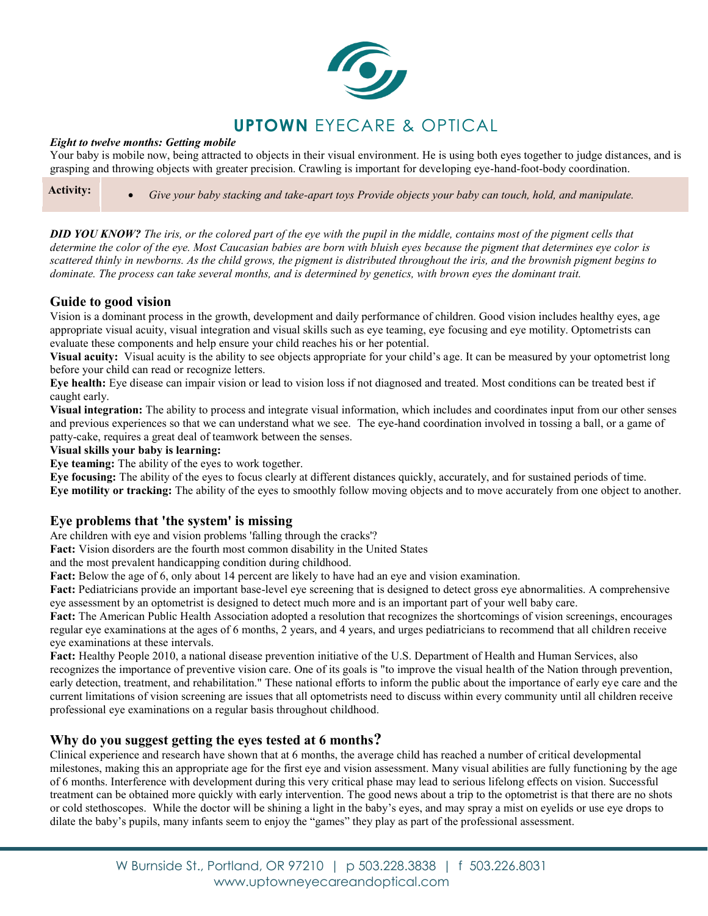**UPTOWN** EYECARE & OPTICAL

***Eight to twelve months: Getting mobile***

Your baby is mobile now, being attracted to objects in their visual environment. He is using both eyes together to judge distances, and is grasping and throwing objects with greater precision. Crawling is important for developing eye-hand-foot-body coordination.

| **Activity:** | • *Give your baby stacking and take-apart toys Provide objects your baby can touch, hold, and manipulate.* |
|---|---|

***DID YOU KNOW?*** *The iris, or the colored part of the eye with the pupil in the middle, contains most of the pigment cells that determine the color of the eye. Most Caucasian babies are born with bluish eyes because the pigment that determines eye color is scattered thinly in newborns. As the child grows, the pigment is distributed throughout the iris, and the brownish pigment begins to dominate. The process can take several months, and is determined by genetics, with brown eyes the dominant trait.*

## Guide to good vision

Vision is a dominant process in the growth, development and daily performance of children. Good vision includes healthy eyes, age appropriate visual acuity, visual integration and visual skills such as eye teaming, eye focusing and eye motility. Optometrists can evaluate these components and help ensure your child reaches his or her potential.

**Visual acuity:** Visual acuity is the ability to see objects appropriate for your child's age. It can be measured by your optometrist long before your child can read or recognize letters.

**Eye health:** Eye disease can impair vision or lead to vision loss if not diagnosed and treated. Most conditions can be treated best if caught early.

**Visual integration:** The ability to process and integrate visual information, which includes and coordinates input from our other senses and previous experiences so that we can understand what we see. The eye-hand coordination involved in tossing a ball, or a game of patty-cake, requires a great deal of teamwork between the senses.

**Visual skills your baby is learning:**

**Eye teaming:** The ability of the eyes to work together.

**Eye focusing:** The ability of the eyes to focus clearly at different distances quickly, accurately, and for sustained periods of time.

**Eye motility or tracking:** The ability of the eyes to smoothly follow moving objects and to move accurately from one object to another.

## Eye problems that 'the system' is missing

Are children with eye and vision problems 'falling through the cracks'?

**Fact:** Vision disorders are the fourth most common disability in the United States and the most prevalent handicapping condition during childhood.

**Fact:** Below the age of 6, only about 14 percent are likely to have had an eye and vision examination.

**Fact:** Pediatricians provide an important base-level eye screening that is designed to detect gross eye abnormalities. A comprehensive eye assessment by an optometrist is designed to detect much more and is an important part of your well baby care.

**Fact:** The American Public Health Association adopted a resolution that recognizes the shortcomings of vision screenings, encourages regular eye examinations at the ages of 6 months, 2 years, and 4 years, and urges pediatricians to recommend that all children receive eye examinations at these intervals.

**Fact:** Healthy People 2010, a national disease prevention initiative of the U.S. Department of Health and Human Services, also recognizes the importance of preventive vision care. One of its goals is "to improve the visual health of the Nation through prevention, early detection, treatment, and rehabilitation." These national efforts to inform the public about the importance of early eye care and the current limitations of vision screening are issues that all optometrists need to discuss within every community until all children receive professional eye examinations on a regular basis throughout childhood.

## Why do you suggest getting the eyes tested at 6 months?

Clinical experience and research have shown that at 6 months, the average child has reached a number of critical developmental milestones, making this an appropriate age for the first eye and vision assessment. Many visual abilities are fully functioning by the age of 6 months. Interference with development during this very critical phase may lead to serious lifelong effects on vision. Successful treatment can be obtained more quickly with early intervention. The good news about a trip to the optometrist is that there are no shots or cold stethoscopes. While the doctor will be shining a light in the baby's eyes, and may spray a mist on eyelids or use eye drops to dilate the baby's pupils, many infants seem to enjoy the "games" they play as part of the professional assessment.

W Burnside St., Portland, OR 97210 | p 503.228.3838 | f 503.226.8031
www.uptowneyecareandoptical.com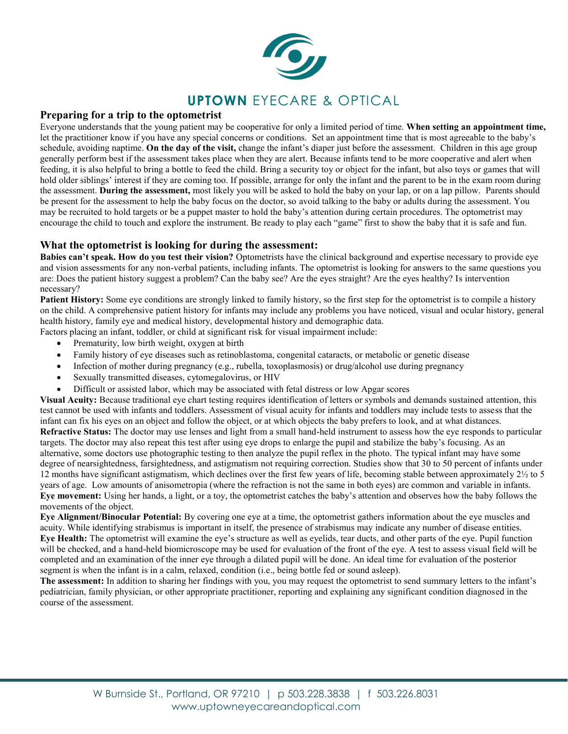# UPTOWN EYECARE & OPTICAL

## Preparing for a trip to the optometrist

Everyone understands that the young patient may be cooperative for only a limited period of time. **When setting an appointment time,** let the practitioner know if you have any special concerns or conditions. Set an appointment time that is most agreeable to the baby's schedule, avoiding naptime. **On the day of the visit,** change the infant's diaper just before the assessment. Children in this age group generally perform best if the assessment takes place when they are alert. Because infants tend to be more cooperative and alert when feeding, it is also helpful to bring a bottle to feed the child. Bring a security toy or object for the infant, but also toys or games that will hold older siblings' interest if they are coming too. If possible, arrange for only the infant and the parent to be in the exam room during the assessment. **During the assessment,** most likely you will be asked to hold the baby on your lap, or on a lap pillow. Parents should be present for the assessment to help the baby focus on the doctor, so avoid talking to the baby or adults during the assessment. You may be recruited to hold targets or be a puppet master to hold the baby's attention during certain procedures. The optometrist may encourage the child to touch and explore the instrument. Be ready to play each "game" first to show the baby that it is safe and fun.

## What the optometrist is looking for during the assessment:

**Babies can't speak. How do you test their vision?** Optometrists have the clinical background and expertise necessary to provide eye and vision assessments for any non-verbal patients, including infants. The optometrist is looking for answers to the same questions you are: Does the patient history suggest a problem? Can the baby see? Are the eyes straight? Are the eyes healthy? Is intervention necessary?

**Patient History:** Some eye conditions are strongly linked to family history, so the first step for the optometrist is to compile a history on the child. A comprehensive patient history for infants may include any problems you have noticed, visual and ocular history, general health history, family eye and medical history, developmental history and demographic data.

Factors placing an infant, toddler, or child at significant risk for visual impairment include:

- Prematurity, low birth weight, oxygen at birth
- Family history of eye diseases such as retinoblastoma, congenital cataracts, or metabolic or genetic disease
- Infection of mother during pregnancy (e.g., rubella, toxoplasmosis) or drug/alcohol use during pregnancy
- Sexually transmitted diseases, cytomegalovirus, or HIV
- Difficult or assisted labor, which may be associated with fetal distress or low Apgar scores

**Visual Acuity:** Because traditional eye chart testing requires identification of letters or symbols and demands sustained attention, this test cannot be used with infants and toddlers. Assessment of visual acuity for infants and toddlers may include tests to assess that the infant can fix his eyes on an object and follow the object, or at which objects the baby prefers to look, and at what distances.

**Refractive Status:** The doctor may use lenses and light from a small hand-held instrument to assess how the eye responds to particular targets. The doctor may also repeat this test after using eye drops to enlarge the pupil and stabilize the baby's focusing. As an alternative, some doctors use photographic testing to then analyze the pupil reflex in the photo. The typical infant may have some degree of nearsightedness, farsightedness, and astigmatism not requiring correction. Studies show that 30 to 50 percent of infants under 12 months have significant astigmatism, which declines over the first few years of life, becoming stable between approximately 2½ to 5 years of age. Low amounts of anisometropia (where the refraction is not the same in both eyes) are common and variable in infants.

**Eye movement:** Using her hands, a light, or a toy, the optometrist catches the baby's attention and observes how the baby follows the movements of the object.

**Eye Alignment/Binocular Potential:** By covering one eye at a time, the optometrist gathers information about the eye muscles and acuity. While identifying strabismus is important in itself, the presence of strabismus may indicate any number of disease entities.

**Eye Health:** The optometrist will examine the eye's structure as well as eyelids, tear ducts, and other parts of the eye. Pupil function will be checked, and a hand-held biomicroscope may be used for evaluation of the front of the eye. A test to assess visual field will be completed and an examination of the inner eye through a dilated pupil will be done. An ideal time for evaluation of the posterior segment is when the infant is in a calm, relaxed, condition (i.e., being bottle fed or sound asleep).

**The assessment:** In addition to sharing her findings with you, you may request the optometrist to send summary letters to the infant's pediatrician, family physician, or other appropriate practitioner, reporting and explaining any significant condition diagnosed in the course of the assessment.

W Burnside St., Portland, OR 97210 | p 503.228.3838 | f 503.226.8031
www.uptowneyecareandoptical.com